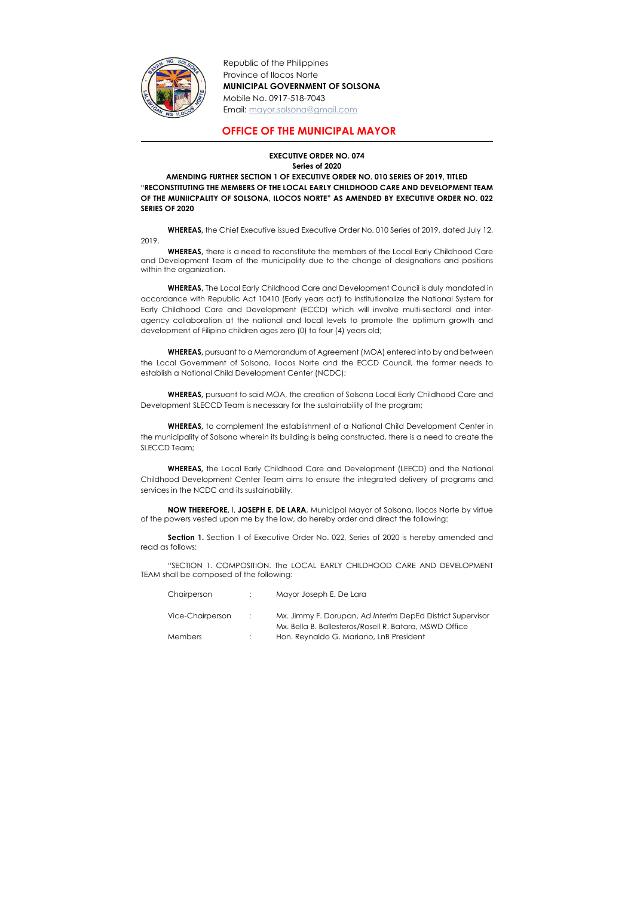Republic of the Philippines
Province of Ilocos Norte
**MUNICIPAL GOVERNMENT OF SOLSONA**
Mobile No. 0917-518-7043
Email: mayor.solsona@gmail.com

## OFFICE OF THE MUNICIPAL MAYOR

**EXECUTIVE ORDER NO. 074**
**Series of 2020**

**AMENDING FURTHER SECTION 1 OF EXECUTIVE ORDER NO. 010 SERIES OF 2019, TITLED "RECONSTITUTING THE MEMBERS OF THE LOCAL EARLY CHILDHOOD CARE AND DEVELOPMENT TEAM OF THE MUNIICPALITY OF SOLSONA, ILOCOS NORTE" AS AMENDED BY EXECUTIVE ORDER NO. 022 SERIES OF 2020**

**WHEREAS,** the Chief Executive issued Executive Order No. 010 Series of 2019, dated July 12, 2019.

**WHEREAS,** there is a need to reconstitute the members of the Local Early Childhood Care and Development Team of the municipality due to the change of designations and positions within the organization.

**WHEREAS,** The Local Early Childhood Care and Development Council is duly mandated in accordance with Republic Act 10410 (Early years act) to institutionalize the National System for Early Childhood Care and Development (ECCD) which will involve multi-sectoral and inter-agency collaboration at the national and local levels to promote the optimum growth and development of Filipino children ages zero (0) to four (4) years old;

**WHEREAS,** pursuant to a Memorandum of Agreement (MOA) entered into by and between the Local Government of Solsona, Ilocos Norte and the ECCD Council, the former needs to establish a National Child Development Center (NCDC);

**WHEREAS,** pursuant to said MOA, the creation of Solsona Local Early Childhood Care and Development SLECCD Team is necessary for the sustainability of the program;

**WHEREAS,** to complement the establishment of a National Child Development Center in the municipality of Solsona wherein its building is being constructed, there is a need to create the SLECCD Team;

**WHEREAS,** the Local Early Childhood Care and Development (LEECD) and the National Childhood Development Center Team aims to ensure the integrated delivery of programs and services in the NCDC and its sustainability.

**NOW THEREFORE,** I, **JOSEPH E. DE LARA**, Municipal Mayor of Solsona, Ilocos Norte by virtue of the powers vested upon me by the law, do hereby order and direct the following:

**Section 1.** Section 1 of Executive Order No. 022, Series of 2020 is hereby amended and read as follows:

"SECTION 1. COMPOSITION. The LOCAL EARLY CHILDHOOD CARE AND DEVELOPMENT TEAM shall be composed of the following:

| | | |
|---|---|---|
| Chairperson | : | Mayor Joseph E. De Lara |
| Vice-Chairperson | : | Mx. Jimmy F. Dorupan, *Ad Interim* DepEd District Supervisor<br>Mx. Bella B. Ballesteros/Rosell R. Batara, MSWD Office |
| Members | : | Hon. Reynaldo G. Mariano, LnB President |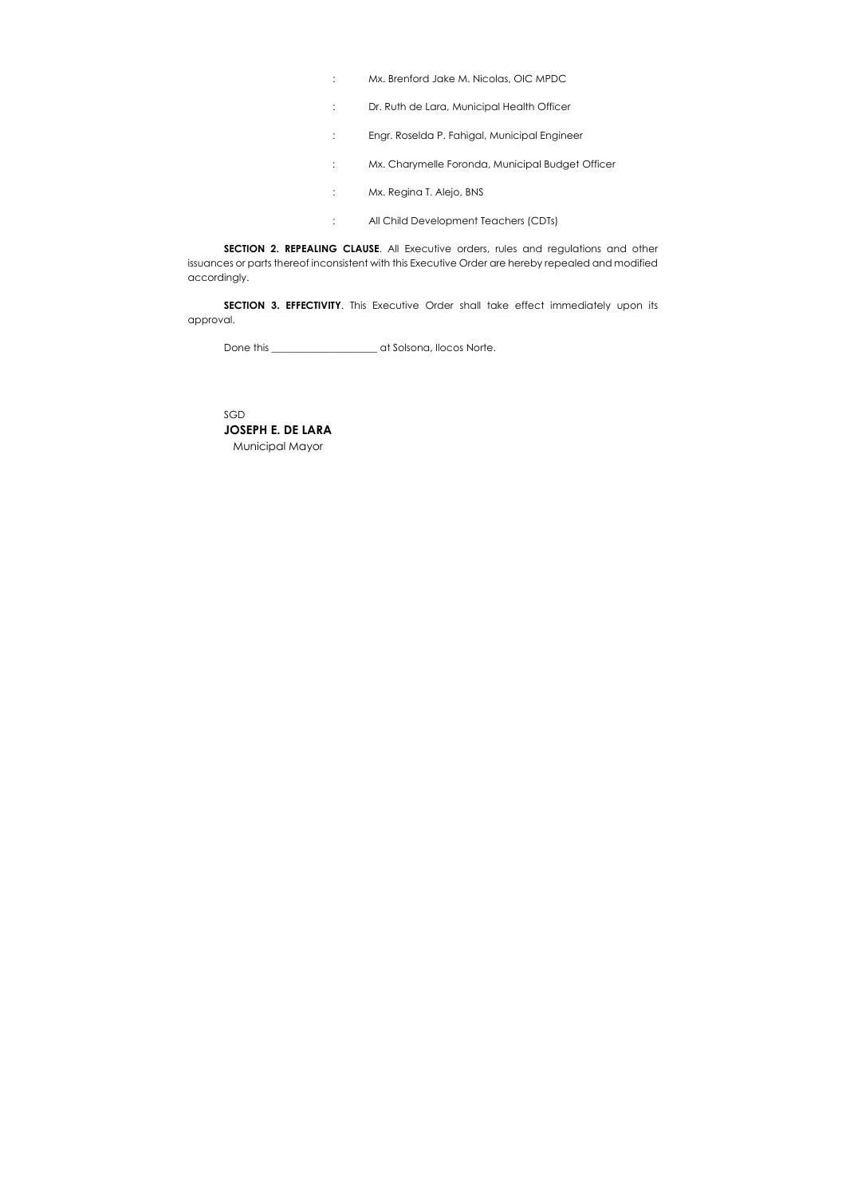: Mx. Brenford Jake M. Nicolas, OIC MPDC

: Dr. Ruth de Lara, Municipal Health Officer

: Engr. Roselda P. Fahigal, Municipal Engineer

: Mx. Charymelle Foronda, Municipal Budget Officer

: Mx. Regina T. Alejo, BNS

: All Child Development Teachers (CDTs)

**SECTION 2. REPEALING CLAUSE**. All Executive orders, rules and regulations and other issuances or parts thereof inconsistent with this Executive Order are hereby repealed and modified accordingly.

**SECTION 3. EFFECTIVITY**. This Executive Order shall take effect immediately upon its approval.

Done this ____________________ at Solsona, Ilocos Norte.

SGD
**JOSEPH E. DE LARA**
Municipal Mayor